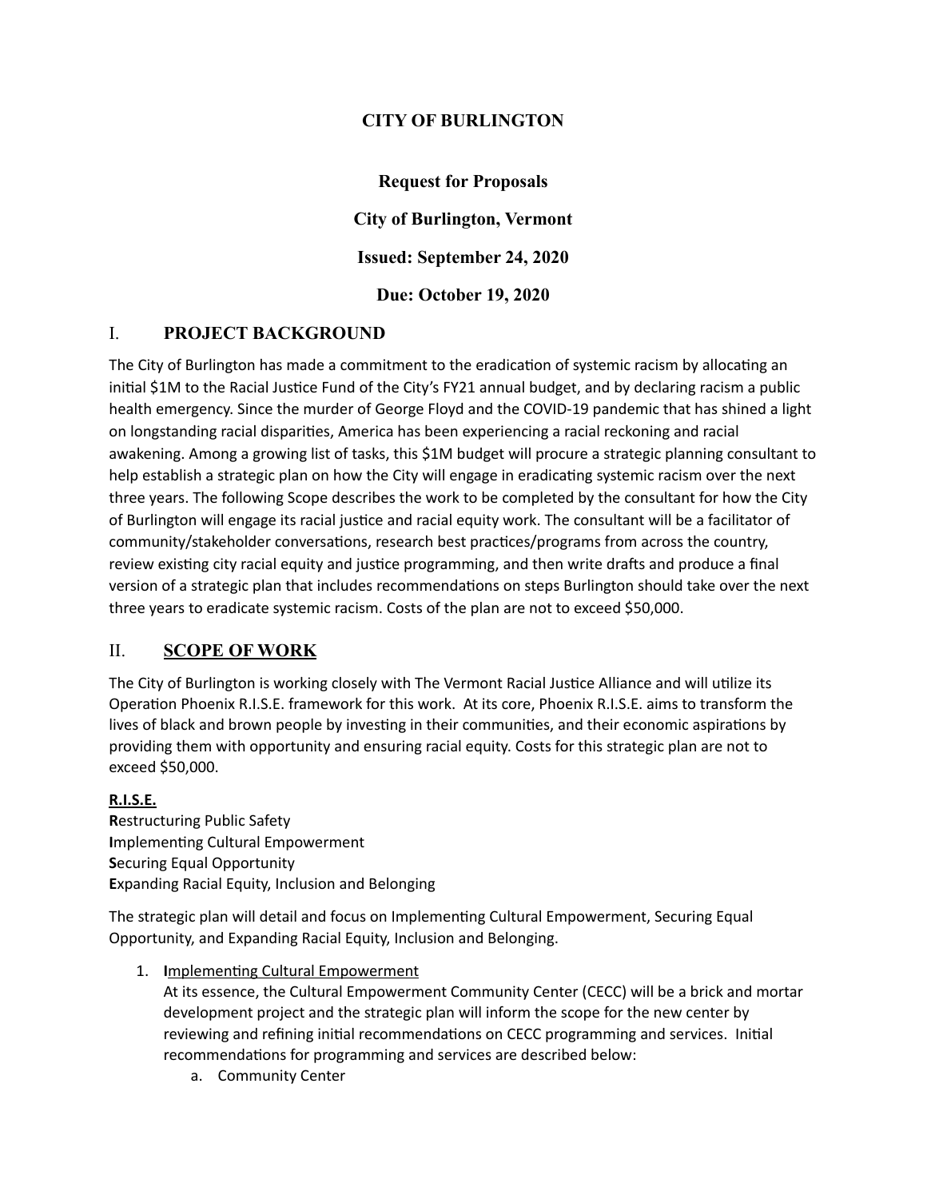# CITY OF BURLINGTON

**Request for Proposals**

**City of Burlington, Vermont**

**Issued: September 24, 2020**

**Due: October 19, 2020**

## I. PROJECT BACKGROUND

The City of Burlington has made a commitment to the eradication of systemic racism by allocating an initial $1M to the Racial Justice Fund of the City's FY21 annual budget, and by declaring racism a public health emergency. Since the murder of George Floyd and the COVID-19 pandemic that has shined a light on longstanding racial disparities, America has been experiencing a racial reckoning and racial awakening. Among a growing list of tasks, this $1M budget will procure a strategic planning consultant to help establish a strategic plan on how the City will engage in eradicating systemic racism over the next three years. The following Scope describes the work to be completed by the consultant for how the City of Burlington will engage its racial justice and racial equity work. The consultant will be a facilitator of community/stakeholder conversations, research best practices/programs from across the country, review existing city racial equity and justice programming, and then write drafts and produce a final version of a strategic plan that includes recommendations on steps Burlington should take over the next three years to eradicate systemic racism. Costs of the plan are not to exceed $50,000.

## II. SCOPE OF WORK

The City of Burlington is working closely with The Vermont Racial Justice Alliance and will utilize its Operation Phoenix R.I.S.E. framework for this work. At its core, Phoenix R.I.S.E. aims to transform the lives of black and brown people by investing in their communities, and their economic aspirations by providing them with opportunity and ensuring racial equity. Costs for this strategic plan are not to exceed $50,000.

**R.I.S.E.**

**R**estructuring Public Safety
**I**mplementing Cultural Empowerment
**S**ecuring Equal Opportunity
**E**xpanding Racial Equity, Inclusion and Belonging

The strategic plan will detail and focus on Implementing Cultural Empowerment, Securing Equal Opportunity, and Expanding Racial Equity, Inclusion and Belonging.

1. **I**mplementing Cultural Empowerment
   At its essence, the Cultural Empowerment Community Center (CECC) will be a brick and mortar development project and the strategic plan will inform the scope for the new center by reviewing and refining initial recommendations on CECC programming and services. Initial recommendations for programming and services are described below:
   a. Community Center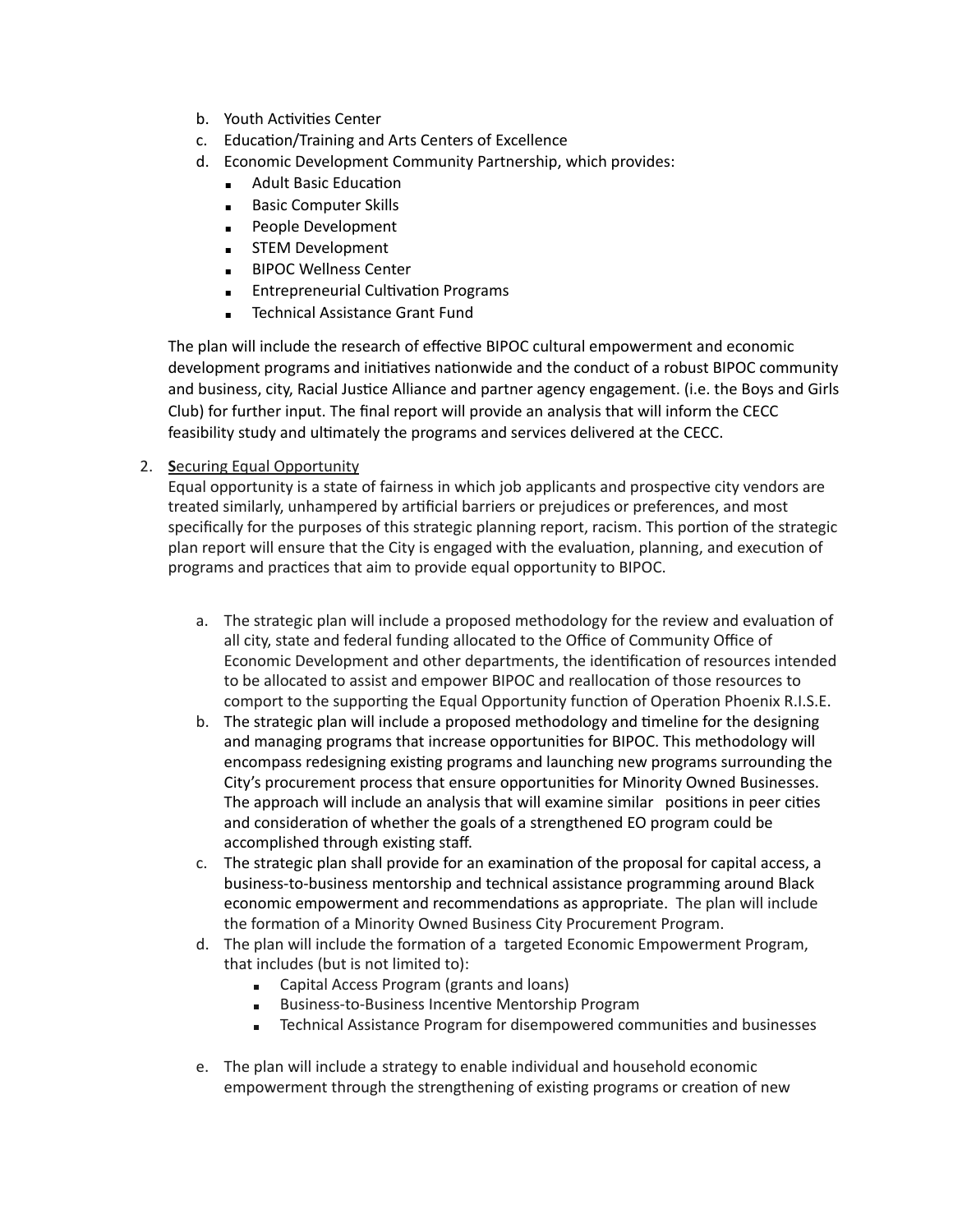b. Youth Activities Center
c. Education/Training and Arts Centers of Excellence
d. Economic Development Community Partnership, which provides:
   - Adult Basic Education
   - Basic Computer Skills
   - People Development
   - STEM Development
   - BIPOC Wellness Center
   - Entrepreneurial Cultivation Programs
   - Technical Assistance Grant Fund

The plan will include the research of effective BIPOC cultural empowerment and economic development programs and initiatives nationwide and the conduct of a robust BIPOC community and business, city, Racial Justice Alliance and partner agency engagement. (i.e. the Boys and Girls Club) for further input. The final report will provide an analysis that will inform the CECC feasibility study and ultimately the programs and services delivered at the CECC.

2. **S**<u>ecuring Equal Opportunity</u>

   Equal opportunity is a state of fairness in which job applicants and prospective city vendors are treated similarly, unhampered by artificial barriers or prejudices or preferences, and most specifically for the purposes of this strategic planning report, racism. This portion of the strategic plan report will ensure that the City is engaged with the evaluation, planning, and execution of programs and practices that aim to provide equal opportunity to BIPOC.

   a. The strategic plan will include a proposed methodology for the review and evaluation of all city, state and federal funding allocated to the Office of Community Office of Economic Development and other departments, the identification of resources intended to be allocated to assist and empower BIPOC and reallocation of those resources to comport to the supporting the Equal Opportunity function of Operation Phoenix R.I.S.E.
   b. The strategic plan will include a proposed methodology and timeline for the designing and managing programs that increase opportunities for BIPOC. This methodology will encompass redesigning existing programs and launching new programs surrounding the City's procurement process that ensure opportunities for Minority Owned Businesses. The approach will include an analysis that will examine similar positions in peer cities and consideration of whether the goals of a strengthened EO program could be accomplished through existing staff.
   c. The strategic plan shall provide for an examination of the proposal for capital access, a business-to-business mentorship and technical assistance programming around Black economic empowerment and recommendations as appropriate. The plan will include the formation of a Minority Owned Business City Procurement Program.
   d. The plan will include the formation of a targeted Economic Empowerment Program, that includes (but is not limited to):
      - Capital Access Program (grants and loans)
      - Business-to-Business Incentive Mentorship Program
      - Technical Assistance Program for disempowered communities and businesses

   e. The plan will include a strategy to enable individual and household economic empowerment through the strengthening of existing programs or creation of new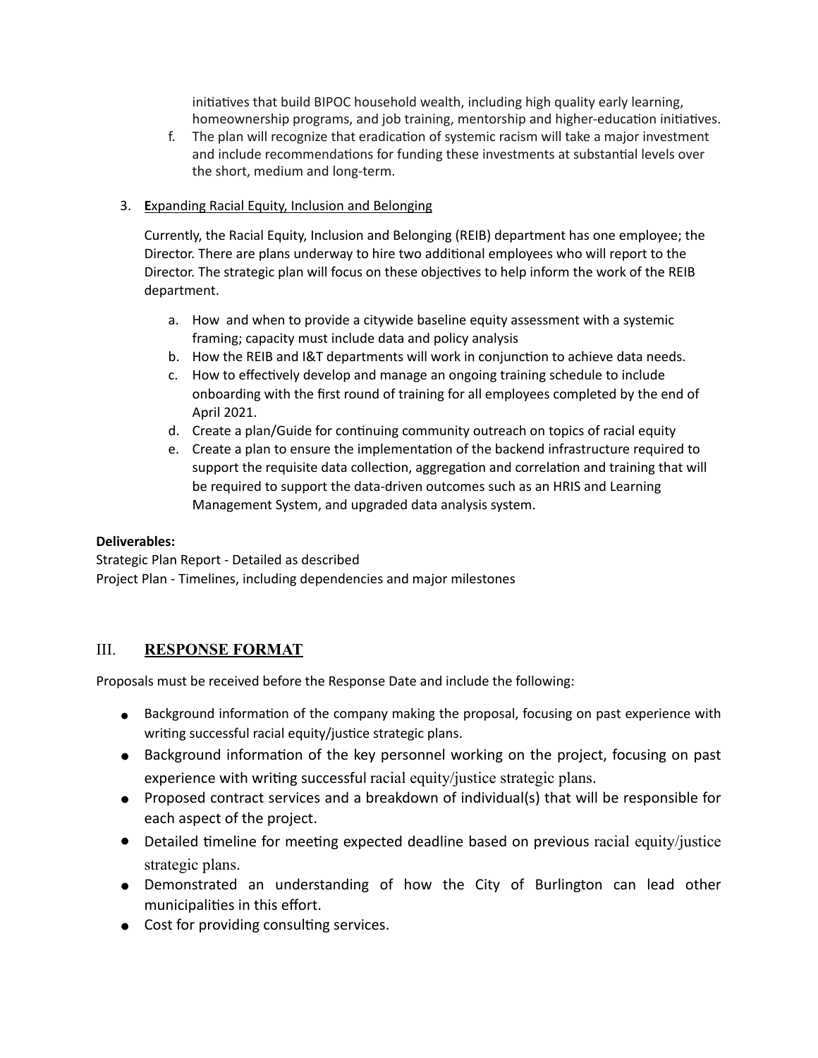initiatives that build BIPOC household wealth, including high quality early learning, homeownership programs, and job training, mentorship and higher-education initiatives.

f. The plan will recognize that eradication of systemic racism will take a major investment and include recommendations for funding these investments at substantial levels over the short, medium and long-term.

3. <u>**E**xpanding Racial Equity, Inclusion and Belonging</u>

   Currently, the Racial Equity, Inclusion and Belonging (REIB) department has one employee; the Director. There are plans underway to hire two additional employees who will report to the Director. The strategic plan will focus on these objectives to help inform the work of the REIB department.

   a. How and when to provide a citywide baseline equity assessment with a systemic framing; capacity must include data and policy analysis
   b. How the REIB and I&T departments will work in conjunction to achieve data needs.
   c. How to effectively develop and manage an ongoing training schedule to include onboarding with the first round of training for all employees completed by the end of April 2021.
   d. Create a plan/Guide for continuing community outreach on topics of racial equity
   e. Create a plan to ensure the implementation of the backend infrastructure required to support the requisite data collection, aggregation and correlation and training that will be required to support the data-driven outcomes such as an HRIS and Learning Management System, and upgraded data analysis system.

**Deliverables:**
Strategic Plan Report - Detailed as described
Project Plan - Timelines, including dependencies and major milestones

## III. <u>RESPONSE FORMAT</u>

Proposals must be received before the Response Date and include the following:

- Background information of the company making the proposal, focusing on past experience with writing successful racial equity/justice strategic plans.
- Background information of the key personnel working on the project, focusing on past experience with writing successful racial equity/justice strategic plans.
- Proposed contract services and a breakdown of individual(s) that will be responsible for each aspect of the project.
- Detailed timeline for meeting expected deadline based on previous racial equity/justice strategic plans.
- Demonstrated an understanding of how the City of Burlington can lead other municipalities in this effort.
- Cost for providing consulting services.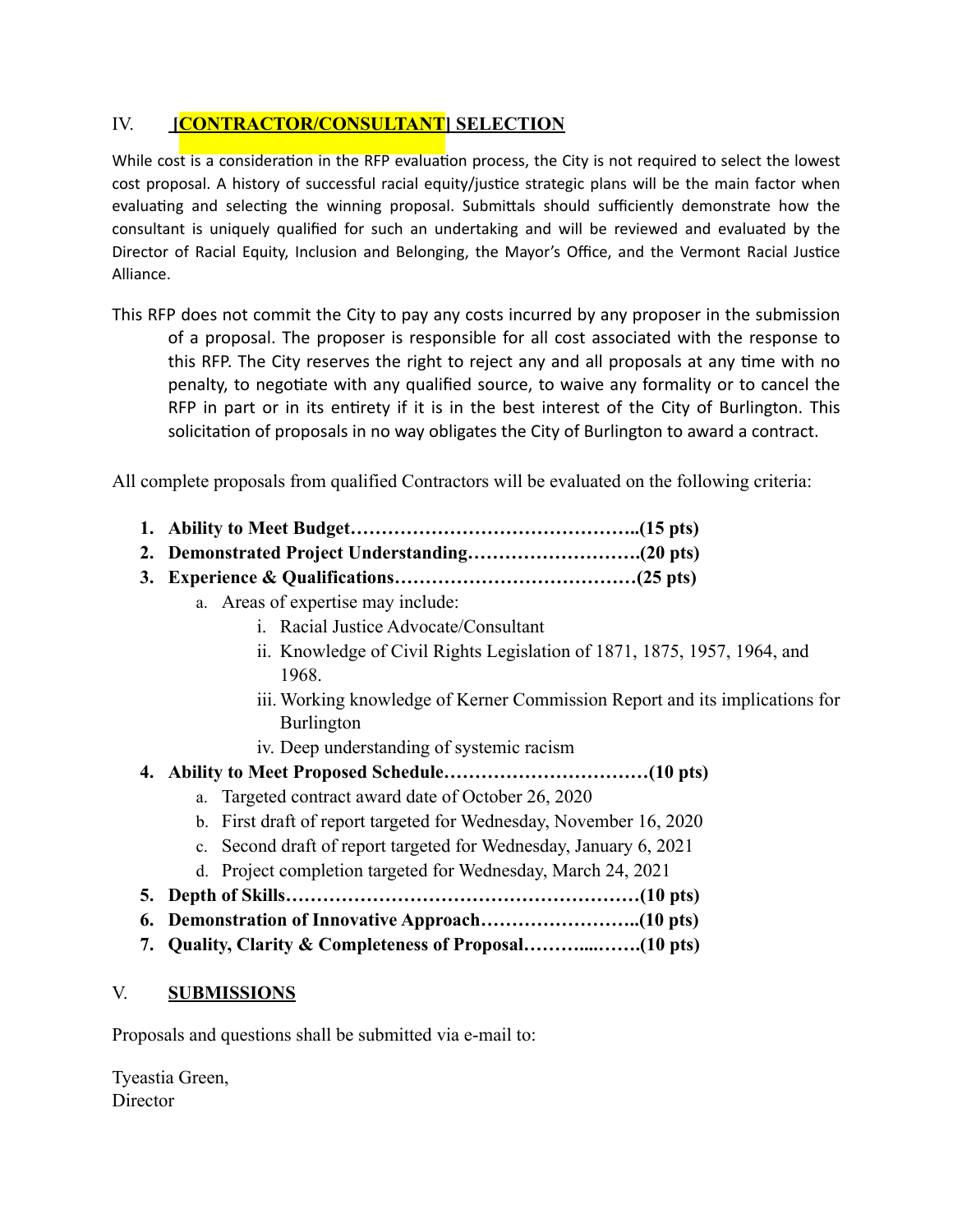## IV. [CONTRACTOR/CONSULTANT] SELECTION

While cost is a consideration in the RFP evaluation process, the City is not required to select the lowest cost proposal. A history of successful racial equity/justice strategic plans will be the main factor when evaluating and selecting the winning proposal. Submittals should sufficiently demonstrate how the consultant is uniquely qualified for such an undertaking and will be reviewed and evaluated by the Director of Racial Equity, Inclusion and Belonging, the Mayor's Office, and the Vermont Racial Justice Alliance.

This RFP does not commit the City to pay any costs incurred by any proposer in the submission of a proposal. The proposer is responsible for all cost associated with the response to this RFP. The City reserves the right to reject any and all proposals at any time with no penalty, to negotiate with any qualified source, to waive any formality or to cancel the RFP in part or in its entirety if it is in the best interest of the City of Burlington. This solicitation of proposals in no way obligates the City of Burlington to award a contract.

All complete proposals from qualified Contractors will be evaluated on the following criteria:

1. **Ability to Meet Budget……………………………………..(15 pts)**
2. **Demonstrated Project Understanding……………………….(20 pts)**
3. **Experience & Qualifications…………………………………(25 pts)**
    a. Areas of expertise may include:
        i. Racial Justice Advocate/Consultant
        ii. Knowledge of Civil Rights Legislation of 1871, 1875, 1957, 1964, and 1968.
        iii. Working knowledge of Kerner Commission Report and its implications for Burlington
        iv. Deep understanding of systemic racism
4. **Ability to Meet Proposed Schedule……………………………(10 pts)**
    a. Targeted contract award date of October 26, 2020
    b. First draft of report targeted for Wednesday, November 16, 2020
    c. Second draft of report targeted for Wednesday, January 6, 2021
    d. Project completion targeted for Wednesday, March 24, 2021
5. **Depth of Skills…………………………………………………(10 pts)**
6. **Demonstration of Innovative Approach……………………..(10 pts)**
7. **Quality, Clarity & Completeness of Proposal………...…….(10 pts)**

## V. SUBMISSIONS

Proposals and questions shall be submitted via e-mail to:

Tyeastia Green,
Director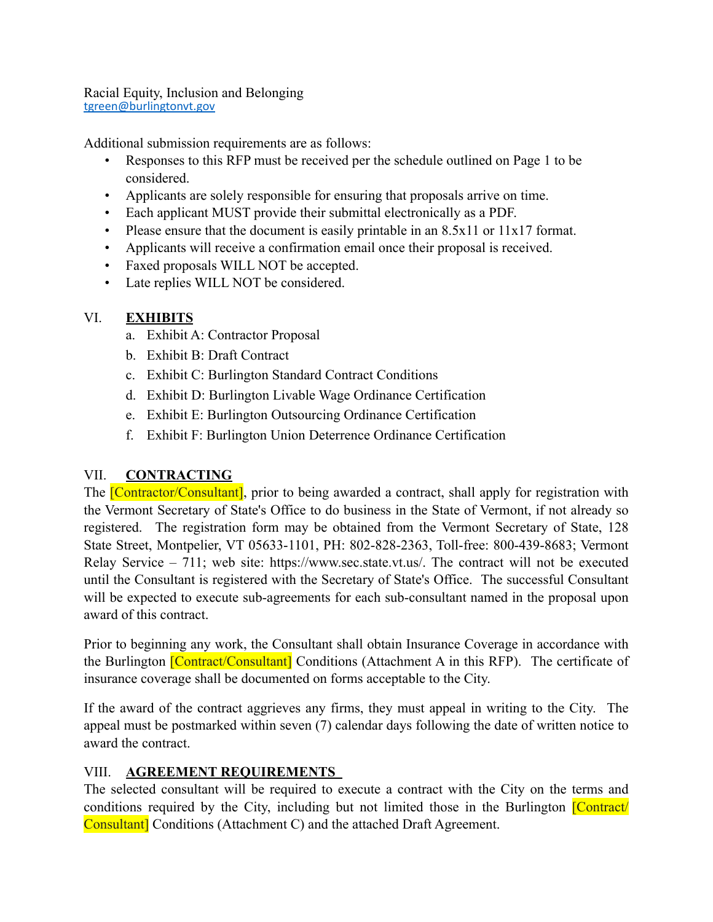Racial Equity, Inclusion and Belonging
tgreen@burlingtonvt.gov

Additional submission requirements are as follows:

- Responses to this RFP must be received per the schedule outlined on Page 1 to be considered.
- Applicants are solely responsible for ensuring that proposals arrive on time.
- Each applicant MUST provide their submittal electronically as a PDF.
- Please ensure that the document is easily printable in an 8.5x11 or 11x17 format.
- Applicants will receive a confirmation email once their proposal is received.
- Faxed proposals WILL NOT be accepted.
- Late replies WILL NOT be considered.

## VI. EXHIBITS

a. Exhibit A: Contractor Proposal
b. Exhibit B: Draft Contract
c. Exhibit C: Burlington Standard Contract Conditions
d. Exhibit D: Burlington Livable Wage Ordinance Certification
e. Exhibit E: Burlington Outsourcing Ordinance Certification
f. Exhibit F: Burlington Union Deterrence Ordinance Certification

## VII. CONTRACTING

The [Contractor/Consultant], prior to being awarded a contract, shall apply for registration with the Vermont Secretary of State's Office to do business in the State of Vermont, if not already so registered. The registration form may be obtained from the Vermont Secretary of State, 128 State Street, Montpelier, VT 05633-1101, PH: 802-828-2363, Toll-free: 800-439-8683; Vermont Relay Service – 711; web site: https://www.sec.state.vt.us/. The contract will not be executed until the Consultant is registered with the Secretary of State's Office. The successful Consultant will be expected to execute sub-agreements for each sub-consultant named in the proposal upon award of this contract.

Prior to beginning any work, the Consultant shall obtain Insurance Coverage in accordance with the Burlington [Contract/Consultant] Conditions (Attachment A in this RFP). The certificate of insurance coverage shall be documented on forms acceptable to the City.

If the award of the contract aggrieves any firms, they must appeal in writing to the City. The appeal must be postmarked within seven (7) calendar days following the date of written notice to award the contract.

## VIII. AGREEMENT REQUIREMENTS

The selected consultant will be required to execute a contract with the City on the terms and conditions required by the City, including but not limited those in the Burlington [Contract/Consultant] Conditions (Attachment C) and the attached Draft Agreement.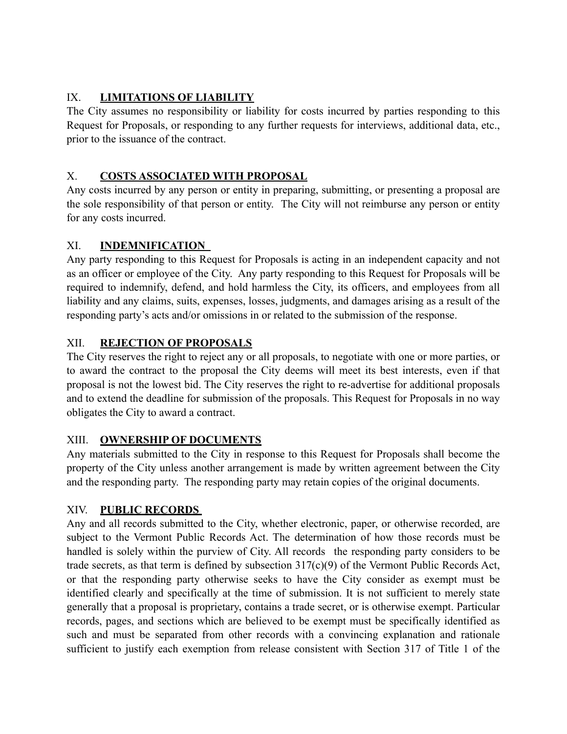## IX. **LIMITATIONS OF LIABILITY**

The City assumes no responsibility or liability for costs incurred by parties responding to this Request for Proposals, or responding to any further requests for interviews, additional data, etc., prior to the issuance of the contract.

## X. **COSTS ASSOCIATED WITH PROPOSAL**

Any costs incurred by any person or entity in preparing, submitting, or presenting a proposal are the sole responsibility of that person or entity. The City will not reimburse any person or entity for any costs incurred.

## XI. **INDEMNIFICATION**

Any party responding to this Request for Proposals is acting in an independent capacity and not as an officer or employee of the City. Any party responding to this Request for Proposals will be required to indemnify, defend, and hold harmless the City, its officers, and employees from all liability and any claims, suits, expenses, losses, judgments, and damages arising as a result of the responding party's acts and/or omissions in or related to the submission of the response.

## XII. **REJECTION OF PROPOSALS**

The City reserves the right to reject any or all proposals, to negotiate with one or more parties, or to award the contract to the proposal the City deems will meet its best interests, even if that proposal is not the lowest bid. The City reserves the right to re-advertise for additional proposals and to extend the deadline for submission of the proposals. This Request for Proposals in no way obligates the City to award a contract.

## XIII. **OWNERSHIP OF DOCUMENTS**

Any materials submitted to the City in response to this Request for Proposals shall become the property of the City unless another arrangement is made by written agreement between the City and the responding party. The responding party may retain copies of the original documents.

## XIV. **PUBLIC RECORDS**

Any and all records submitted to the City, whether electronic, paper, or otherwise recorded, are subject to the Vermont Public Records Act. The determination of how those records must be handled is solely within the purview of City. All records the responding party considers to be trade secrets, as that term is defined by subsection 317(c)(9) of the Vermont Public Records Act, or that the responding party otherwise seeks to have the City consider as exempt must be identified clearly and specifically at the time of submission. It is not sufficient to merely state generally that a proposal is proprietary, contains a trade secret, or is otherwise exempt. Particular records, pages, and sections which are believed to be exempt must be specifically identified as such and must be separated from other records with a convincing explanation and rationale sufficient to justify each exemption from release consistent with Section 317 of Title 1 of the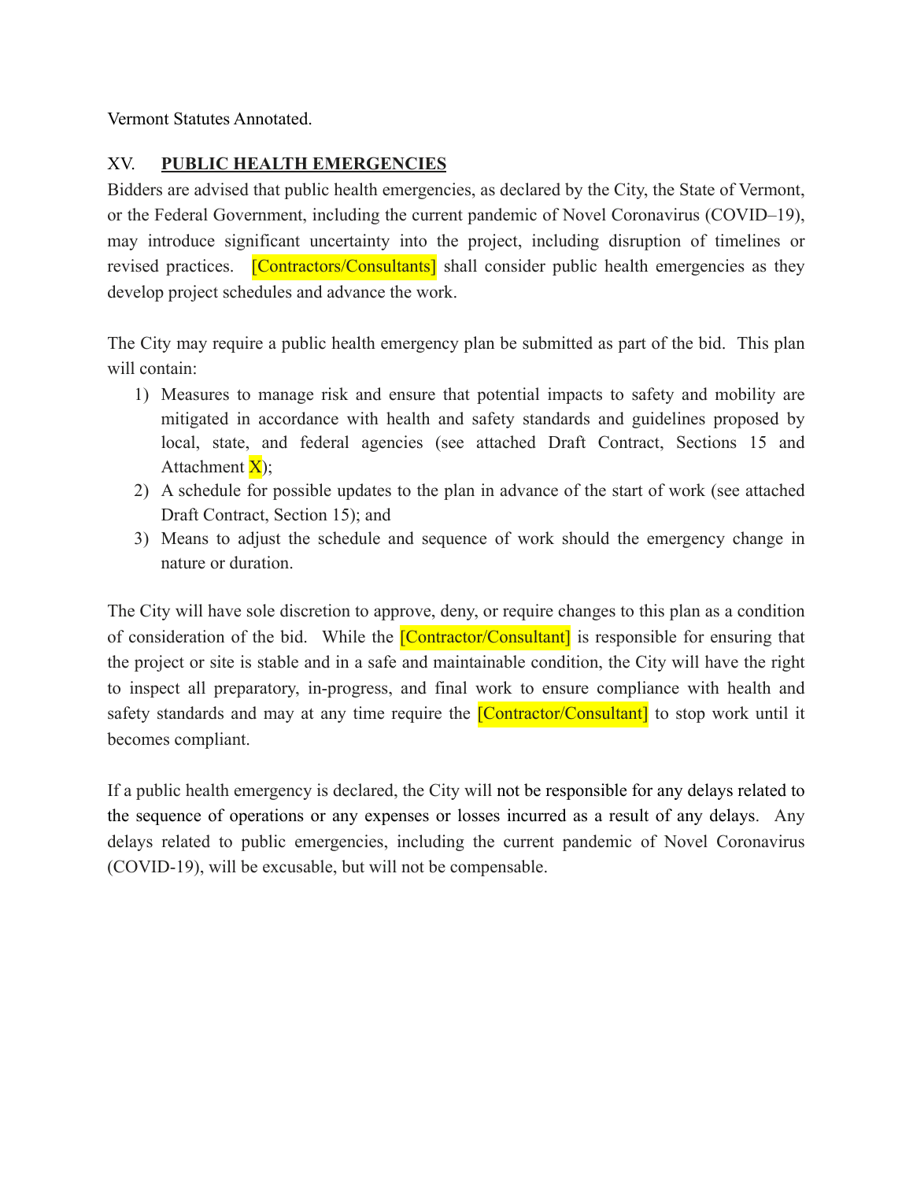Vermont Statutes Annotated.

## XV. **PUBLIC HEALTH EMERGENCIES**

Bidders are advised that public health emergencies, as declared by the City, the State of Vermont, or the Federal Government, including the current pandemic of Novel Coronavirus (COVID–19), may introduce significant uncertainty into the project, including disruption of timelines or revised practices. [Contractors/Consultants] shall consider public health emergencies as they develop project schedules and advance the work.

The City may require a public health emergency plan be submitted as part of the bid. This plan will contain:

1) Measures to manage risk and ensure that potential impacts to safety and mobility are mitigated in accordance with health and safety standards and guidelines proposed by local, state, and federal agencies (see attached Draft Contract, Sections 15 and Attachment X);
2) A schedule for possible updates to the plan in advance of the start of work (see attached Draft Contract, Section 15); and
3) Means to adjust the schedule and sequence of work should the emergency change in nature or duration.

The City will have sole discretion to approve, deny, or require changes to this plan as a condition of consideration of the bid. While the [Contractor/Consultant] is responsible for ensuring that the project or site is stable and in a safe and maintainable condition, the City will have the right to inspect all preparatory, in-progress, and final work to ensure compliance with health and safety standards and may at any time require the [Contractor/Consultant] to stop work until it becomes compliant.

If a public health emergency is declared, the City will not be responsible for any delays related to the sequence of operations or any expenses or losses incurred as a result of any delays. Any delays related to public emergencies, including the current pandemic of Novel Coronavirus (COVID-19), will be excusable, but will not be compensable.